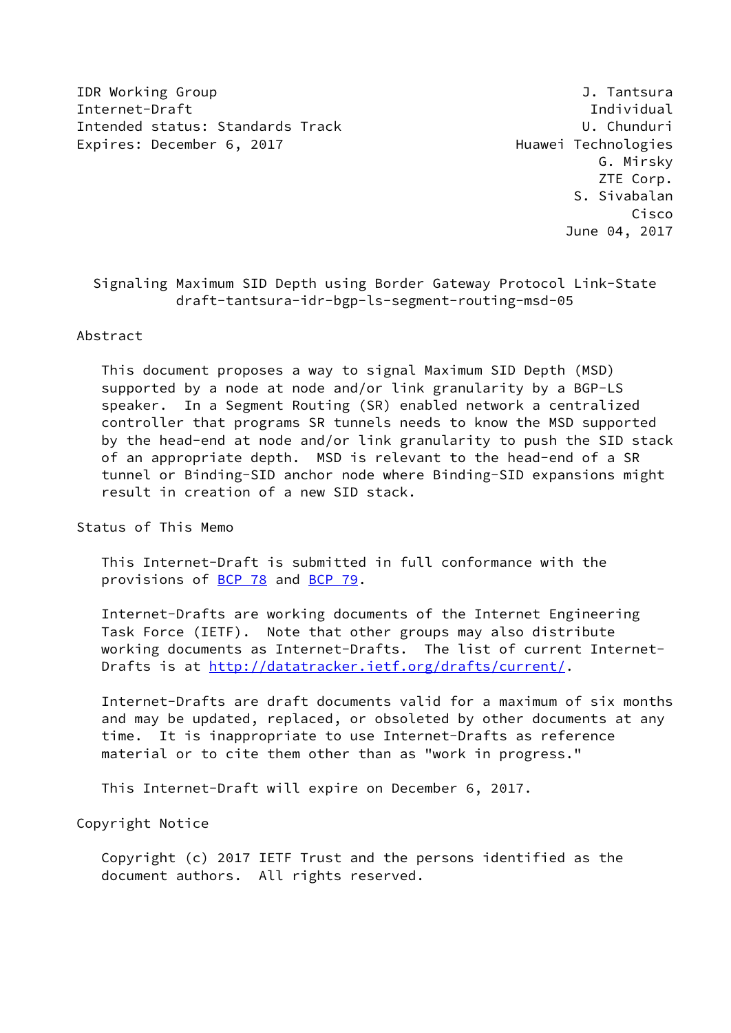IDR Working Group J. Tantsura
Internet-Draft Individual
Intended status: Standards Track U. Chunduri
Expires: December 6, 2017 Huawei Technologies
G. Mirsky
ZTE Corp.
S. Sivabalan
Cisco
June 04, 2017

# Signaling Maximum SID Depth using Border Gateway Protocol Link-State
## draft-tantsura-idr-bgp-ls-segment-routing-msd-05

## Abstract

This document proposes a way to signal Maximum SID Depth (MSD) supported by a node at node and/or link granularity by a BGP-LS speaker. In a Segment Routing (SR) enabled network a centralized controller that programs SR tunnels needs to know the MSD supported by the head-end at node and/or link granularity to push the SID stack of an appropriate depth. MSD is relevant to the head-end of a SR tunnel or Binding-SID anchor node where Binding-SID expansions might result in creation of a new SID stack.

## Status of This Memo

This Internet-Draft is submitted in full conformance with the provisions of BCP 78 and BCP 79.

Internet-Drafts are working documents of the Internet Engineering Task Force (IETF). Note that other groups may also distribute working documents as Internet-Drafts. The list of current Internet-Drafts is at http://datatracker.ietf.org/drafts/current/.

Internet-Drafts are draft documents valid for a maximum of six months and may be updated, replaced, or obsoleted by other documents at any time. It is inappropriate to use Internet-Drafts as reference material or to cite them other than as "work in progress."

This Internet-Draft will expire on December 6, 2017.

## Copyright Notice

Copyright (c) 2017 IETF Trust and the persons identified as the document authors. All rights reserved.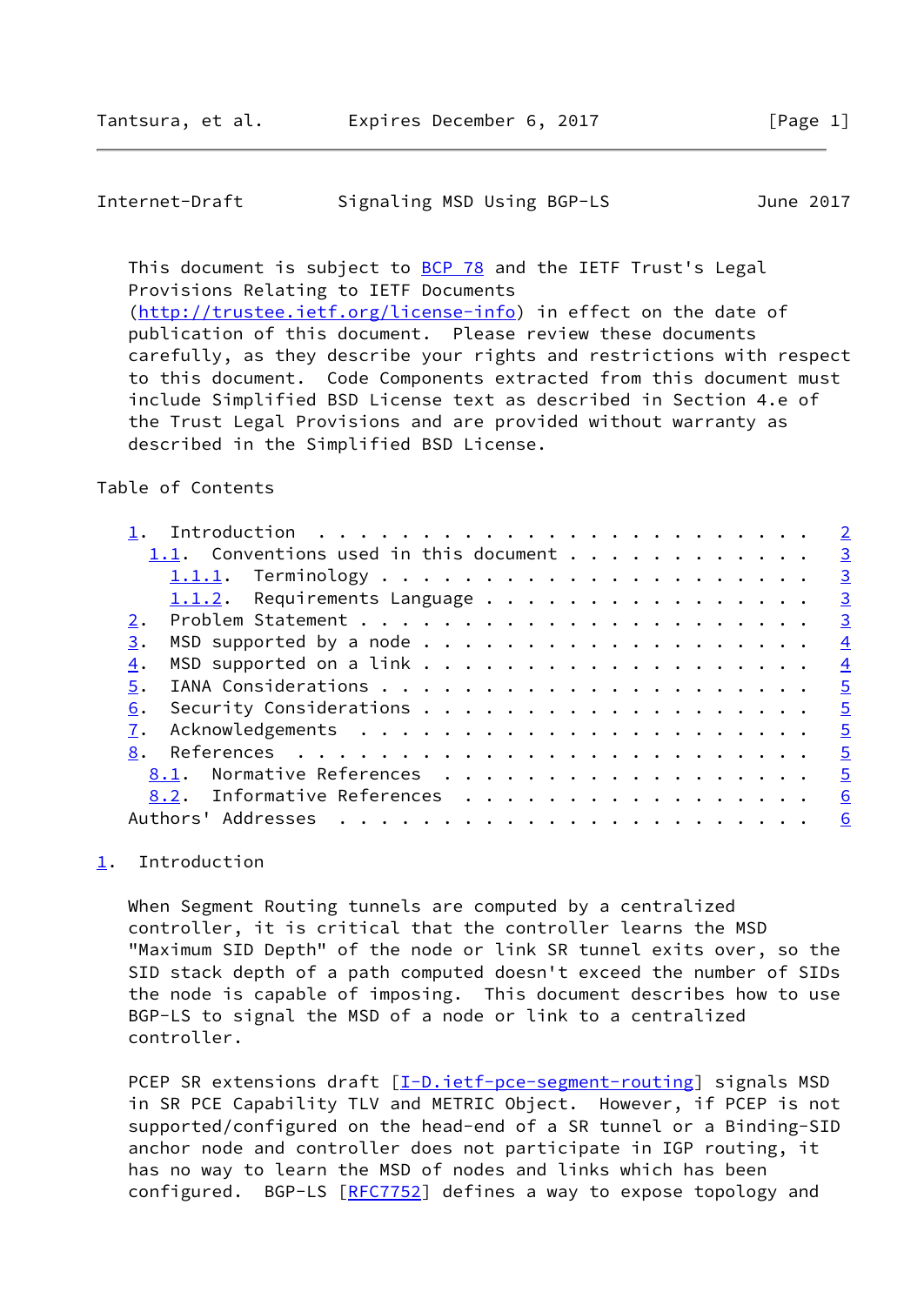This document is subject to BCP 78 and the IETF Trust's Legal Provisions Relating to IETF Documents (http://trustee.ietf.org/license-info) in effect on the date of publication of this document. Please review these documents carefully, as they describe your rights and restrictions with respect to this document. Code Components extracted from this document must include Simplified BSD License text as described in Section 4.e of the Trust Legal Provisions and are provided without warranty as described in the Simplified BSD License.

Table of Contents

- 1. Introduction . . . . . . . . . . . . . . . . . . . . . . . . 2
  - 1.1. Conventions used in this document . . . . . . . . . . . . 3
    - 1.1.1. Terminology . . . . . . . . . . . . . . . . . . . . . 3
    - 1.1.2. Requirements Language . . . . . . . . . . . . . . . . 3
- 2. Problem Statement . . . . . . . . . . . . . . . . . . . . . . 3
- 3. MSD supported by a node . . . . . . . . . . . . . . . . . . . 4
- 4. MSD supported on a link . . . . . . . . . . . . . . . . . . . 4
- 5. IANA Considerations . . . . . . . . . . . . . . . . . . . . . 5
- 6. Security Considerations . . . . . . . . . . . . . . . . . . . 5
- 7. Acknowledgements . . . . . . . . . . . . . . . . . . . . . . 5
- 8. References . . . . . . . . . . . . . . . . . . . . . . . . . 5
  - 8.1. Normative References . . . . . . . . . . . . . . . . . . 5
  - 8.2. Informative References . . . . . . . . . . . . . . . . . 6
- Authors' Addresses . . . . . . . . . . . . . . . . . . . . . . . 6

## 1. Introduction

When Segment Routing tunnels are computed by a centralized controller, it is critical that the controller learns the MSD "Maximum SID Depth" of the node or link SR tunnel exits over, so the SID stack depth of a path computed doesn't exceed the number of SIDs the node is capable of imposing. This document describes how to use BGP-LS to signal the MSD of a node or link to a centralized controller.

PCEP SR extensions draft [I-D.ietf-pce-segment-routing] signals MSD in SR PCE Capability TLV and METRIC Object. However, if PCEP is not supported/configured on the head-end of a SR tunnel or a Binding-SID anchor node and controller does not participate in IGP routing, it has no way to learn the MSD of nodes and links which has been configured. BGP-LS [RFC7752] defines a way to expose topology and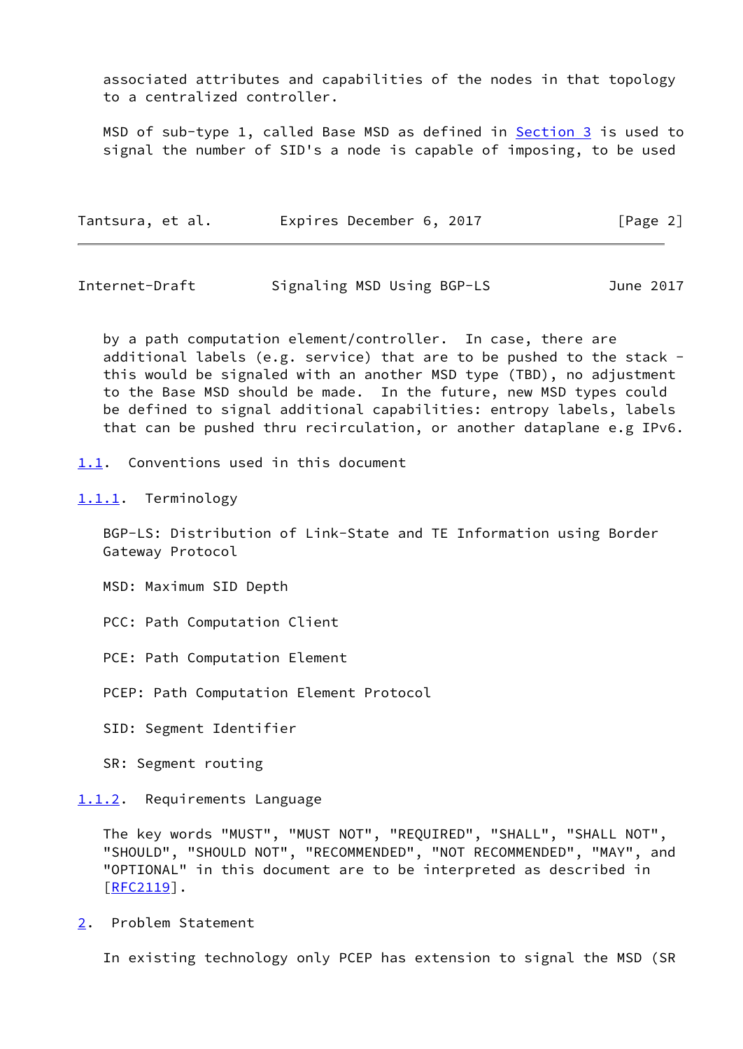associated attributes and capabilities of the nodes in that topology to a centralized controller.

MSD of sub-type 1, called Base MSD as defined in Section 3 is used to signal the number of SID's a node is capable of imposing, to be used by a path computation element/controller. In case, there are additional labels (e.g. service) that are to be pushed to the stack - this would be signaled with an another MSD type (TBD), no adjustment to the Base MSD should be made. In the future, new MSD types could be defined to signal additional capabilities: entropy labels, labels that can be pushed thru recirculation, or another dataplane e.g IPv6.

### 1.1. Conventions used in this document

#### 1.1.1. Terminology

BGP-LS: Distribution of Link-State and TE Information using Border Gateway Protocol

MSD: Maximum SID Depth

PCC: Path Computation Client

PCE: Path Computation Element

PCEP: Path Computation Element Protocol

SID: Segment Identifier

SR: Segment routing

#### 1.1.2. Requirements Language

The key words "MUST", "MUST NOT", "REQUIRED", "SHALL", "SHALL NOT", "SHOULD", "SHOULD NOT", "RECOMMENDED", "NOT RECOMMENDED", "MAY", and "OPTIONAL" in this document are to be interpreted as described in [RFC2119].

## 2. Problem Statement

In existing technology only PCEP has extension to signal the MSD (SR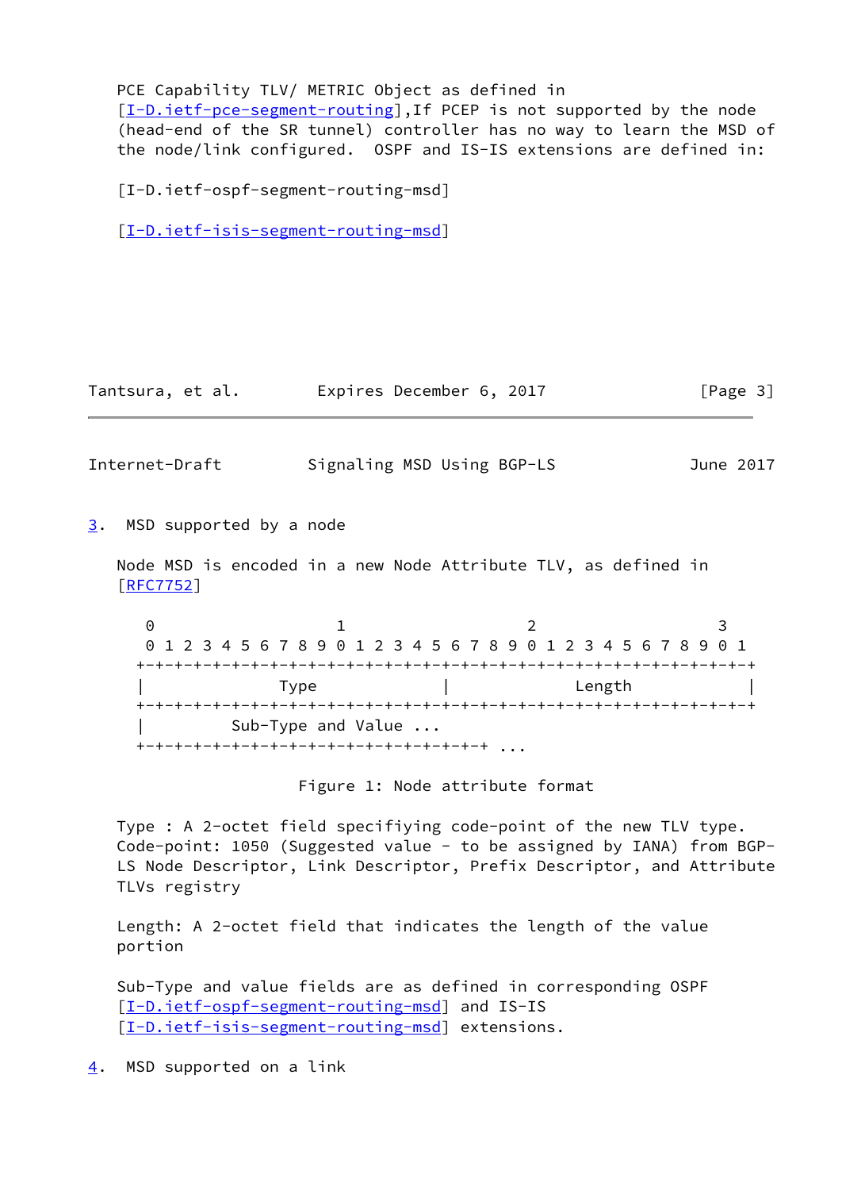PCE Capability TLV/ METRIC Object as defined in [I-D.ietf-pce-segment-routing],If PCEP is not supported by the node (head-end of the SR tunnel) controller has no way to learn the MSD of the node/link configured. OSPF and IS-IS extensions are defined in:

[I-D.ietf-ospf-segment-routing-msd]

[I-D.ietf-isis-segment-routing-msd]

## 3. MSD supported by a node

Node MSD is encoded in a new Node Attribute TLV, as defined in [RFC7752]

```
 0                   1                   2                   3
 0 1 2 3 4 5 6 7 8 9 0 1 2 3 4 5 6 7 8 9 0 1 2 3 4 5 6 7 8 9 0 1
+-+-+-+-+-+-+-+-+-+-+-+-+-+-+-+-+-+-+-+-+-+-+-+-+-+-+-+-+-+-+-+-+
|              Type             |             Length            |
+-+-+-+-+-+-+-+-+-+-+-+-+-+-+-+-+-+-+-+-+-+-+-+-+-+-+-+-+-+-+-+-+
|         Sub-Type and Value ...
+-+-+-+-+-+-+-+-+-+-+-+-+-+-+-+-+-+-+ ...
```

Figure 1: Node attribute format

Type : A 2-octet field specifiying code-point of the new TLV type. Code-point: 1050 (Suggested value - to be assigned by IANA) from BGP-LS Node Descriptor, Link Descriptor, Prefix Descriptor, and Attribute TLVs registry

Length: A 2-octet field that indicates the length of the value portion

Sub-Type and value fields are as defined in corresponding OSPF [I-D.ietf-ospf-segment-routing-msd] and IS-IS [I-D.ietf-isis-segment-routing-msd] extensions.

## 4. MSD supported on a link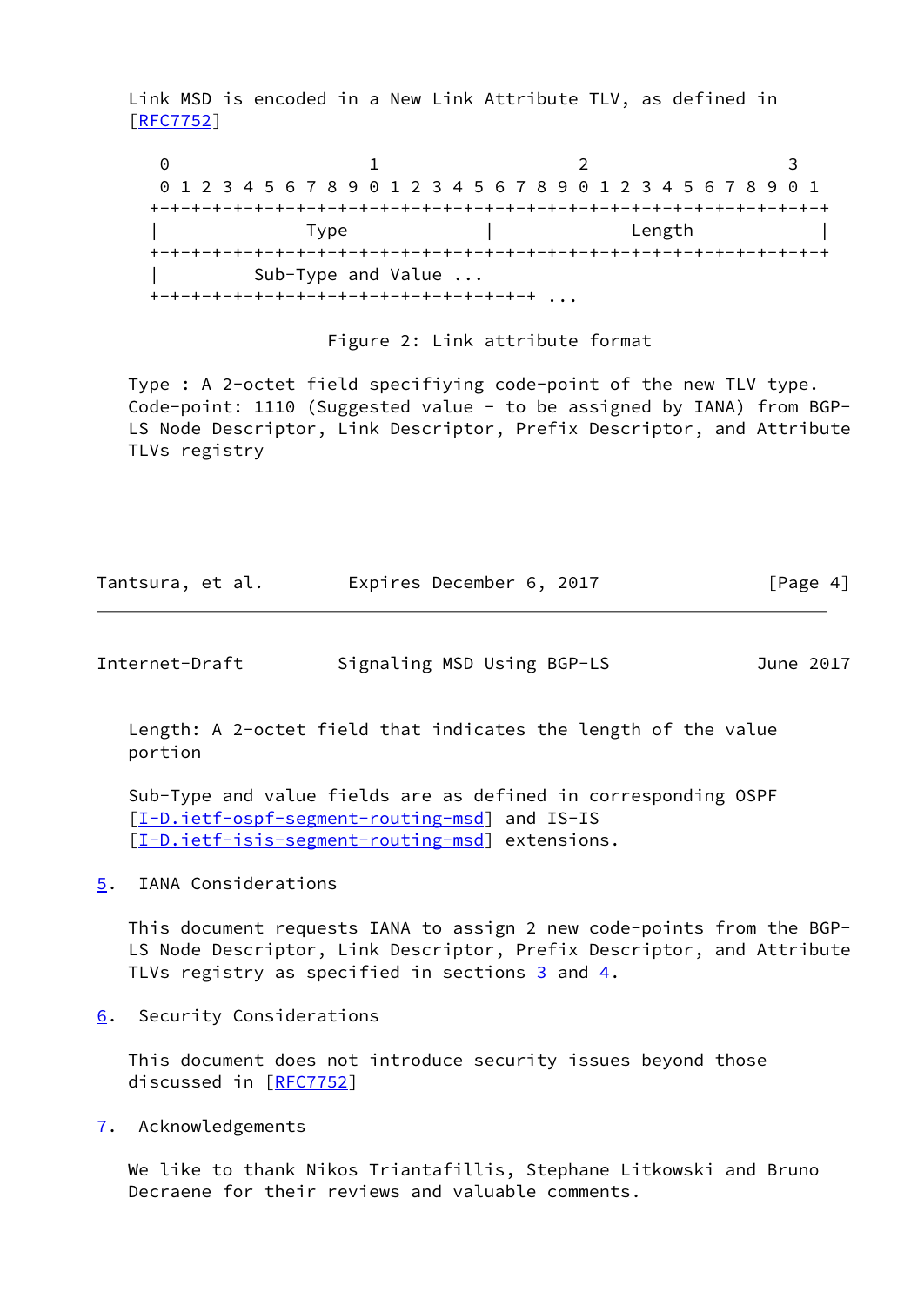Link MSD is encoded in a New Link Attribute TLV, as defined in [RFC7752]

```
 0                   1                   2                   3
 0 1 2 3 4 5 6 7 8 9 0 1 2 3 4 5 6 7 8 9 0 1 2 3 4 5 6 7 8 9 0 1
+-+-+-+-+-+-+-+-+-+-+-+-+-+-+-+-+-+-+-+-+-+-+-+-+-+-+-+-+-+-+-+-+
|              Type             |             Length            |
+-+-+-+-+-+-+-+-+-+-+-+-+-+-+-+-+-+-+-+-+-+-+-+-+-+-+-+-+-+-+-+-+
|         Sub-Type and Value ...
+-+-+-+-+-+-+-+-+-+-+-+-+-+-+-+-+-+-+ ...
```

Figure 2: Link attribute format

Type : A 2-octet field specifiying code-point of the new TLV type. Code-point: 1110 (Suggested value - to be assigned by IANA) from BGP-LS Node Descriptor, Link Descriptor, Prefix Descriptor, and Attribute TLVs registry

Length: A 2-octet field that indicates the length of the value portion

Sub-Type and value fields are as defined in corresponding OSPF [I-D.ietf-ospf-segment-routing-msd] and IS-IS [I-D.ietf-isis-segment-routing-msd] extensions.

## 5. IANA Considerations

This document requests IANA to assign 2 new code-points from the BGP-LS Node Descriptor, Link Descriptor, Prefix Descriptor, and Attribute TLVs registry as specified in sections 3 and 4.

## 6. Security Considerations

This document does not introduce security issues beyond those discussed in [RFC7752]

## 7. Acknowledgements

We like to thank Nikos Triantafillis, Stephane Litkowski and Bruno Decraene for their reviews and valuable comments.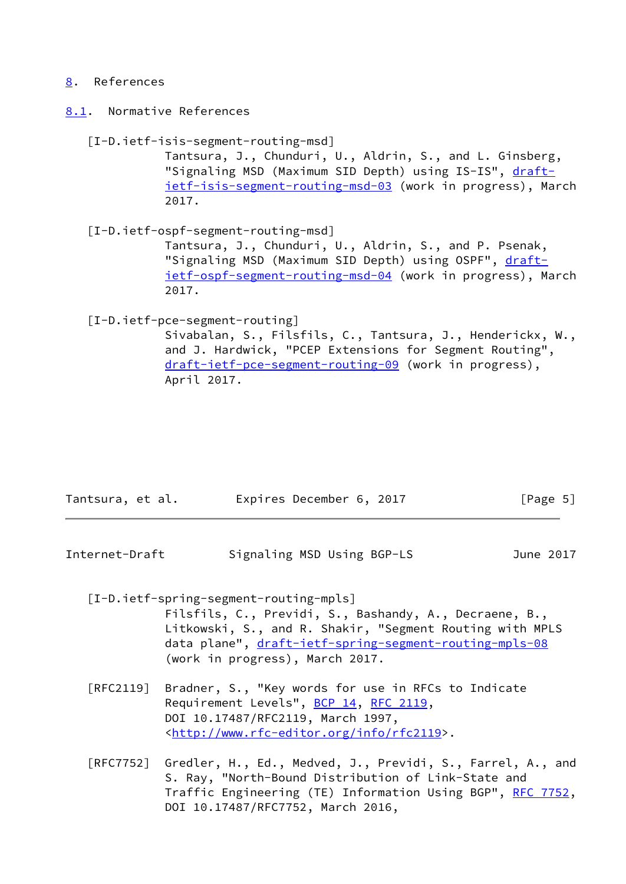## 8. References

### 8.1. Normative References

[I-D.ietf-isis-segment-routing-msd]
Tantsura, J., Chunduri, U., Aldrin, S., and L. Ginsberg, "Signaling MSD (Maximum SID Depth) using IS-IS", draft-ietf-isis-segment-routing-msd-03 (work in progress), March 2017.

[I-D.ietf-ospf-segment-routing-msd]
Tantsura, J., Chunduri, U., Aldrin, S., and P. Psenak, "Signaling MSD (Maximum SID Depth) using OSPF", draft-ietf-ospf-segment-routing-msd-04 (work in progress), March 2017.

[I-D.ietf-pce-segment-routing]
Sivabalan, S., Filsfils, C., Tantsura, J., Henderickx, W., and J. Hardwick, "PCEP Extensions for Segment Routing", draft-ietf-pce-segment-routing-09 (work in progress), April 2017.

[I-D.ietf-spring-segment-routing-mpls]
Filsfils, C., Previdi, S., Bashandy, A., Decraene, B., Litkowski, S., and R. Shakir, "Segment Routing with MPLS data plane", draft-ietf-spring-segment-routing-mpls-08 (work in progress), March 2017.

[RFC2119] Bradner, S., "Key words for use in RFCs to Indicate Requirement Levels", BCP 14, RFC 2119, DOI 10.17487/RFC2119, March 1997, <http://www.rfc-editor.org/info/rfc2119>.

[RFC7752] Gredler, H., Ed., Medved, J., Previdi, S., Farrel, A., and S. Ray, "North-Bound Distribution of Link-State and Traffic Engineering (TE) Information Using BGP", RFC 7752, DOI 10.17487/RFC7752, March 2016,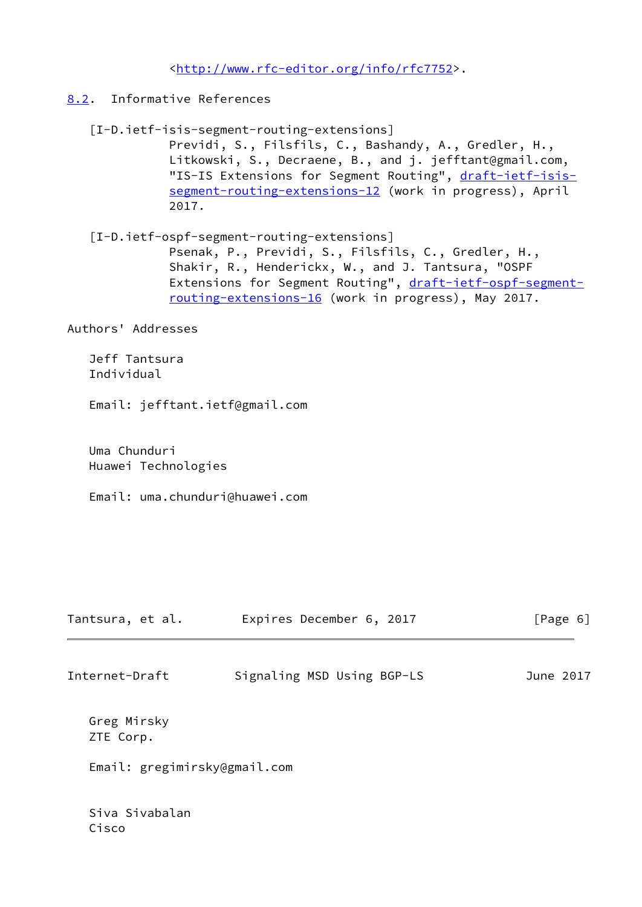<http://www.rfc-editor.org/info/rfc7752>.

## 8.2. Informative References

[I-D.ietf-isis-segment-routing-extensions]
Previdi, S., Filsfils, C., Bashandy, A., Gredler, H., Litkowski, S., Decraene, B., and j. jefftant@gmail.com, "IS-IS Extensions for Segment Routing", draft-ietf-isis-segment-routing-extensions-12 (work in progress), April 2017.

[I-D.ietf-ospf-segment-routing-extensions]
Psenak, P., Previdi, S., Filsfils, C., Gredler, H., Shakir, R., Henderickx, W., and J. Tantsura, "OSPF Extensions for Segment Routing", draft-ietf-ospf-segment-routing-extensions-16 (work in progress), May 2017.

## Authors' Addresses

Jeff Tantsura
Individual

Email: jefftant.ietf@gmail.com

Uma Chunduri
Huawei Technologies

Email: uma.chunduri@huawei.com

Greg Mirsky
ZTE Corp.

Email: gregimirsky@gmail.com

Siva Sivabalan
Cisco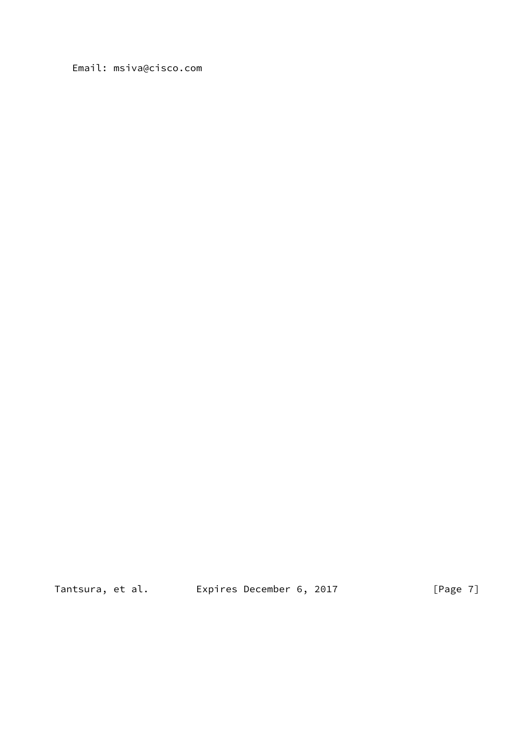Email: msiva@cisco.com